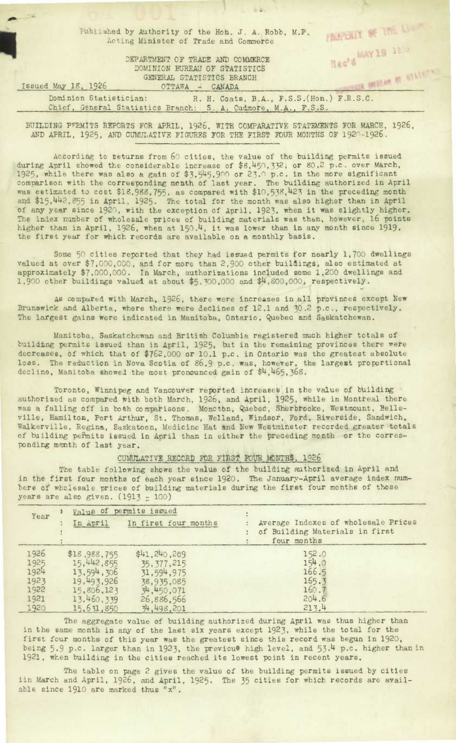Published by Authority of the Hon. J. A. Robb, M.P.
Acting Minister of Trade and Commerce

DEPARTMENT OF TRADE AND COMMERCE
DOMINION BUREAU OF STATISTICS
GENERAL STATISTICS BRANCH

Issued May 18, 1926 OTTAWA - CANADA

Dominion Statistician: R. H. Coats, B.A., F.S.S.(Hon.) F.R.S.C.
Chief, General Statistics Branch: S. A. Cudmore, M.A., F.S.S.

## BUILDING PERMITS REPORTS FOR APRIL, 1926, WITH COMPARATIVE STATEMENTS FOR MARCH, 1926, AND APRIL, 1925, AND CUMULATIVE FIGURES FOR THE FIRST FOUR MONTHS OF 1920-1926.

According to returns from 60 cities, the value of the building permits issued during April showed the considerable increase of $8,450,332, or 80.2 p.c. over March, 1925, while there was also a gain of $3,545,900 or 23.0 p.c. in the more significant comparison with the corresponding month of last year. The building authorized in April was estimated to cost $18,988,755, as compared with $10,538,423 in the preceding month and $15,442,855 in April, 1925. The total for the month was also higher than in April of any year since 1920, with the exception of April, 1923, when it was slightly higher. The index number of wholesale prices of building materials was then, however, 16 points higher than in April, 1926, when at 150.4, it was lower than in any month since 1919, the first year for which records are available on a monthly basis.

Some 50 cities reported that they had issued permits for nearly 1,700 dwellings valued at over $7,000,000, and for more than 2,900 other buildings, also estimated at approximately $7,000,000. In March, authorizations included some 1,200 dwellings and 1,900 other buildings valued at about $5,300,000 and $4,800,000, respectively.

As compared with March, 1926, there were increases in all provinces except New Brunswick and Alberta, where there were declines of 12.1 and 30.2 p.c., respectively. The largest gains were indicated in Manitoba, Ontario, Quebec and Saskatchewan.

Manitoba, Saskatchewan and British Columbia registered much higher totals of building permits issued than in April, 1925, but in the remaining provinces there were decreases, of which that of $762,000 or 10.1 p.c. in Ontario was the greatest absolute loss. The reduction in Nova Scotia of 86.9 p.c. was, however, the largest proportional decline. Manitoba showed the most pronounced gain of $4,465,368.

Toronto, Winnipeg and Vancouver reported increases in the value of building authorized as compared with both March, 1926, and April, 1925, while in Montreal there was a falling off in both comparisons. Moncton, Quebec, Sherbrooke, Westmount, Belleville, Hamilton, Port Arthur, St. Thomas, Welland, Windsor, Ford, Riverside, Sandwich, Walkerville, Regina, Saskatoon, Medicine Hat and New Westminster recorded greater totals of building permits issued in April than in either the preceding month or the corresponding month of last year.

### CUMULATIVE RECORD FOR FIRST FOUR MONTHS, 1926

The table following shows the value of the building authorized in April and in the first four months of each year since 1920. The January-April average index numbers of wholesale prices of building materials during the first four months of those years are also given. (1913 = 100)

| Year | Value of permits issued | | Average Indexes of wholesale Prices of Building Materials in first four months |
|---|---|---|---|
| | In April | In first four months | |
| 1926 | $18,988,755 | $41,240,269 | 152.0 |
| 1925 | 15,442,855 | 35,377,215 | 154.0 |
| 1924 | 13,594,306 | 31,594,975 | 166.5 |
| 1923 | 19,493,926 | 38,935,085 | 165.3 |
| 1922 | 15,806,123 | 34,450,071 | 160.7 |
| 1921 | 13,460,339 | 26,886,566 | 204.6 |
| 1920 | 15,631,850 | 34,498,201 | 213.4 |

The aggregate value of building authorized during April was thus higher than in the same month in any of the last six years except 1923, while the total for the first four months of this year was the greatest since this record was begun in 1920, being 5.9 p.c. larger than in 1923, the previous high level, and 53.4 p.c. higher than in 1921, when building in the cities reached its lowest point in recent years.

The table on page 2 gives the value of the building permits issued by cities in March and April, 1926, and April, 1925. The 35 cities for which records are available since 1910 are marked thus "x".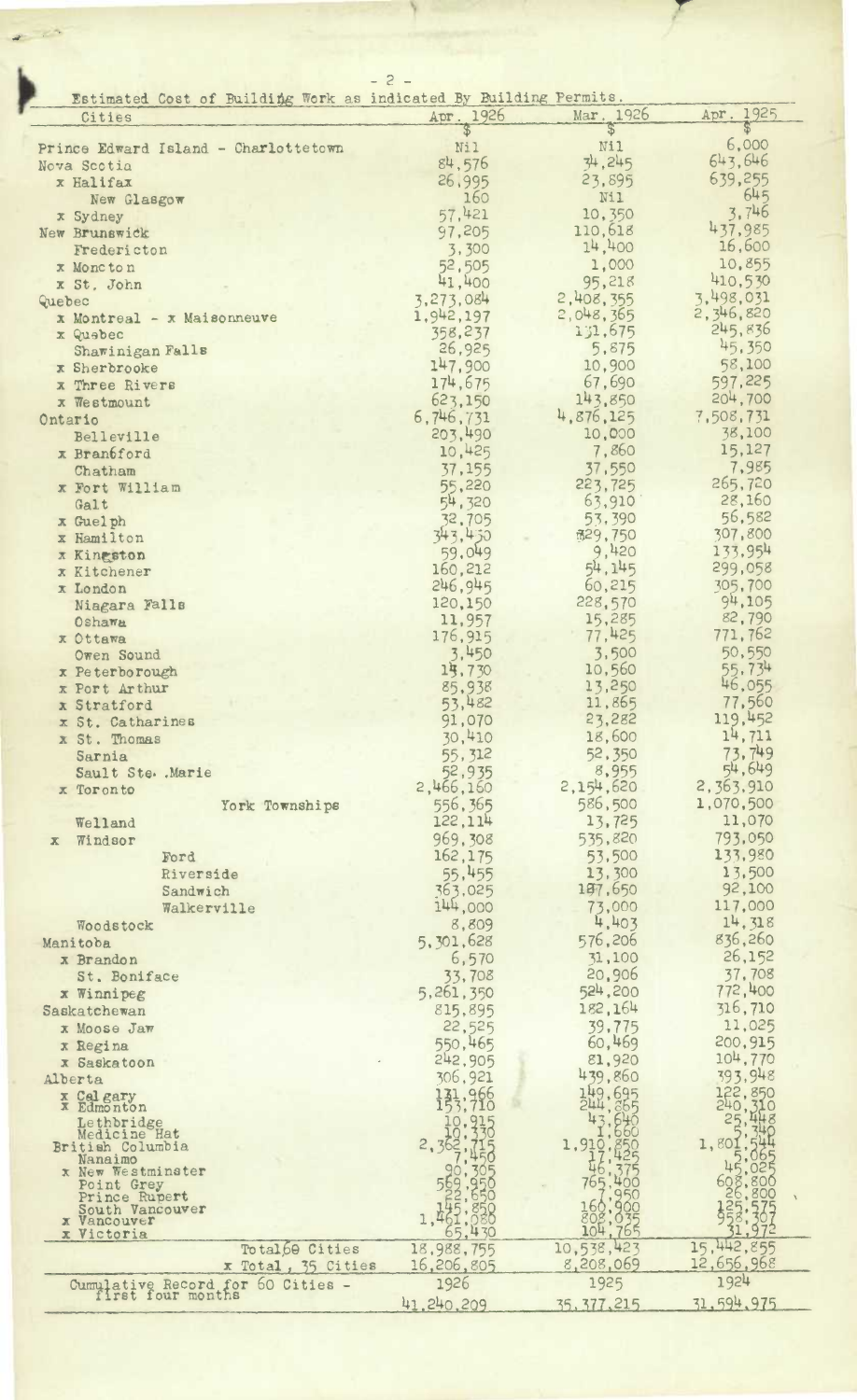Estimated Cost of Building Work as indicated By Building Permits.

| Cities | Apr. 1926 | Mar. 1926 | Apr. 1925 |
|---|---|---|---|
| | $ | $ | $ |
| Prince Edward Island - Charlottetown | Nil | Nil | 6,000 |
| Nova Scotia | 84,576 | 34,245 | 643,646 |
| x Halifax | 26,995 | 23,895 | 639,255 |
| New Glasgow | 160 | Nil | 645 |
| x Sydney | 57,421 | 10,350 | 3,746 |
| New Brunswick | 97,205 | 110,618 | 437,985 |
| Fredericton | 3,300 | 14,400 | 16,600 |
| x Moncton | 52,505 | 1,000 | 10,855 |
| x St. John | 41,400 | 95,218 | 410,530 |
| Quebec | 3,273,084 | 2,408,355 | 3,498,031 |
| x Montreal - x Maisonneuve | 1,942,197 | 2,048,365 | 2,346,820 |
| x Quebec | 358,237 | 131,675 | 245,836 |
| Shawinigan Falls | 26,925 | 5,875 | 45,350 |
| x Sherbrooke | 147,900 | 10,900 | 58,100 |
| x Three Rivers | 174,675 | 67,690 | 597,225 |
| x Westmount | 623,150 | 143,850 | 204,700 |
| Ontario | 6,746,731 | 4,876,125 | 7,508,731 |
| Belleville | 203,490 | 10,000 | 38,100 |
| x Brantford | 10,425 | 7,860 | 15,127 |
| Chatham | 37,155 | 37,550 | 7,985 |
| x Fort William | 55,220 | 223,725 | 265,720 |
| Galt | 54,320 | 63,910 | 28,160 |
| x Guelph | 32,705 | 53,390 | 56,582 |
| x Hamilton | 343,450 | 329,750 | 307,800 |
| x Kingston | 59,049 | 9,420 | 133,954 |
| x Kitchener | 160,212 | 54,145 | 299,058 |
| x London | 246,945 | 60,215 | 305,700 |
| Niagara Falls | 120,150 | 228,570 | 94,105 |
| Oshawa | 11,957 | 15,285 | 82,790 |
| x Ottawa | 176,915 | 77,425 | 771,762 |
| Owen Sound | 3,450 | 3,500 | 50,550 |
| x Peterborough | 13,730 | 10,560 | 55,734 |
| x Port Arthur | 85,938 | 13,250 | 46,055 |
| x Stratford | 53,482 | 11,865 | 77,560 |
| x St. Catharines | 91,070 | 23,282 | 119,452 |
| x St. Thomas | 30,410 | 18,600 | 14,711 |
| Sarnia | 55,312 | 52,350 | 73,749 |
| Sault Ste. Marie | 52,935 | 8,955 | 54,649 |
| x Toronto | 2,466,160 | 2,154,620 | 2,363,910 |
| York Townships | 556,365 | 586,500 | 1,070,500 |
| Welland | 122,114 | 13,725 | 11,070 |
| x Windsor | 969,308 | 535,820 | 793,050 |
| Ford | 162,175 | 53,500 | 133,980 |
| Riverside | 55,455 | 13,300 | 13,500 |
| Sandwich | 363,025 | 187,650 | 92,100 |
| Walkerville | 144,000 | 73,000 | 117,000 |
| Woodstock | 8,809 | 4,403 | 14,318 |
| Manitoba | 5,301,628 | 576,206 | 836,260 |
| x Brandon | 6,570 | 31,100 | 26,152 |
| St. Boniface | 33,708 | 20,906 | 37,708 |
| x Winnipeg | 5,261,350 | 524,200 | 772,400 |
| Saskatchewan | 815,895 | 182,164 | 316,710 |
| x Moose Jaw | 22,525 | 39,775 | 11,025 |
| x Regina | 550,465 | 60,469 | 200,915 |
| x Saskatoon | 242,905 | 81,920 | 104,770 |
| Alberta | 306,921 | 439,860 | 393,948 |
| x Calgary | 131,966 | 149,695 | 122,850 |
| x Edmonton | 153,710 | 244,865 | 240,310 |
| Lethbridge | 10,915 | 43,640 | 25,448 |
| Medicine Hat | 10,330 | 1,660 | 5,340 |
| British Columbia | 2,362,715 | 1,910,850 | 1,801,544 |
| Nanaimo | 7,450 | 17,425 | 5,065 |
| x New Westminster | 90,305 | 46,375 | 45,025 |
| Point Grey | 569,950 | 765,400 | 608,800 |
| Prince Rupert | 22,650 | 7,950 | 26,800 |
| South Vancouver | 145,850 | 160,900 | 125,575 |
| x Vancouver | 1,461,080 | 808,035 | 958,307 |
| x Victoria | 65,430 | 104,765 | 31,972 |
| Total 60 Cities | 18,988,755 | 10,538,423 | 15,442,855 |
| x Total, 35 Cities | 16,206,805 | 8,208,069 | 12,656,968 |
| Cumulative Record for 60 Cities - first four months | 1926 | 1925 | 1924 |
| | 41,240,209 | 35,377,215 | 31,594,975 |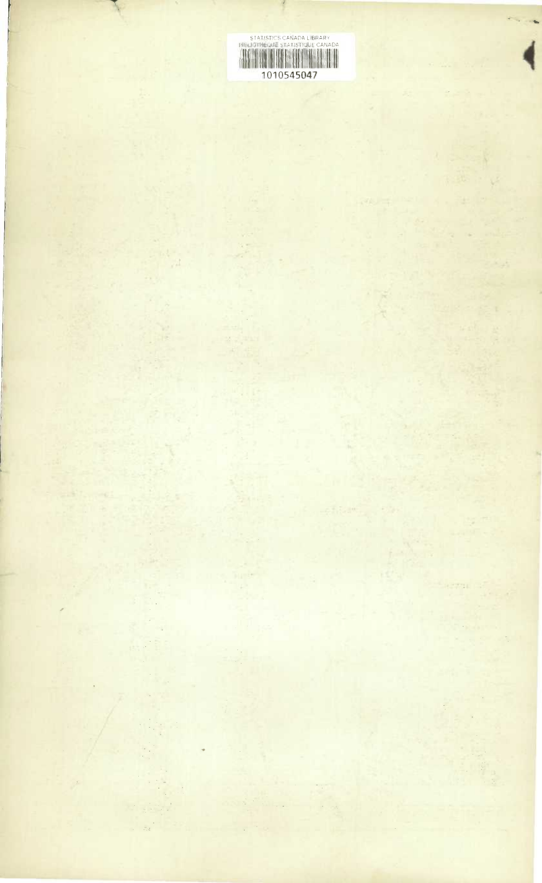STATISTICS CANADA LIBRARY
BIBLIOTHÈQUE STATISTIQUE CANADA

1010545047